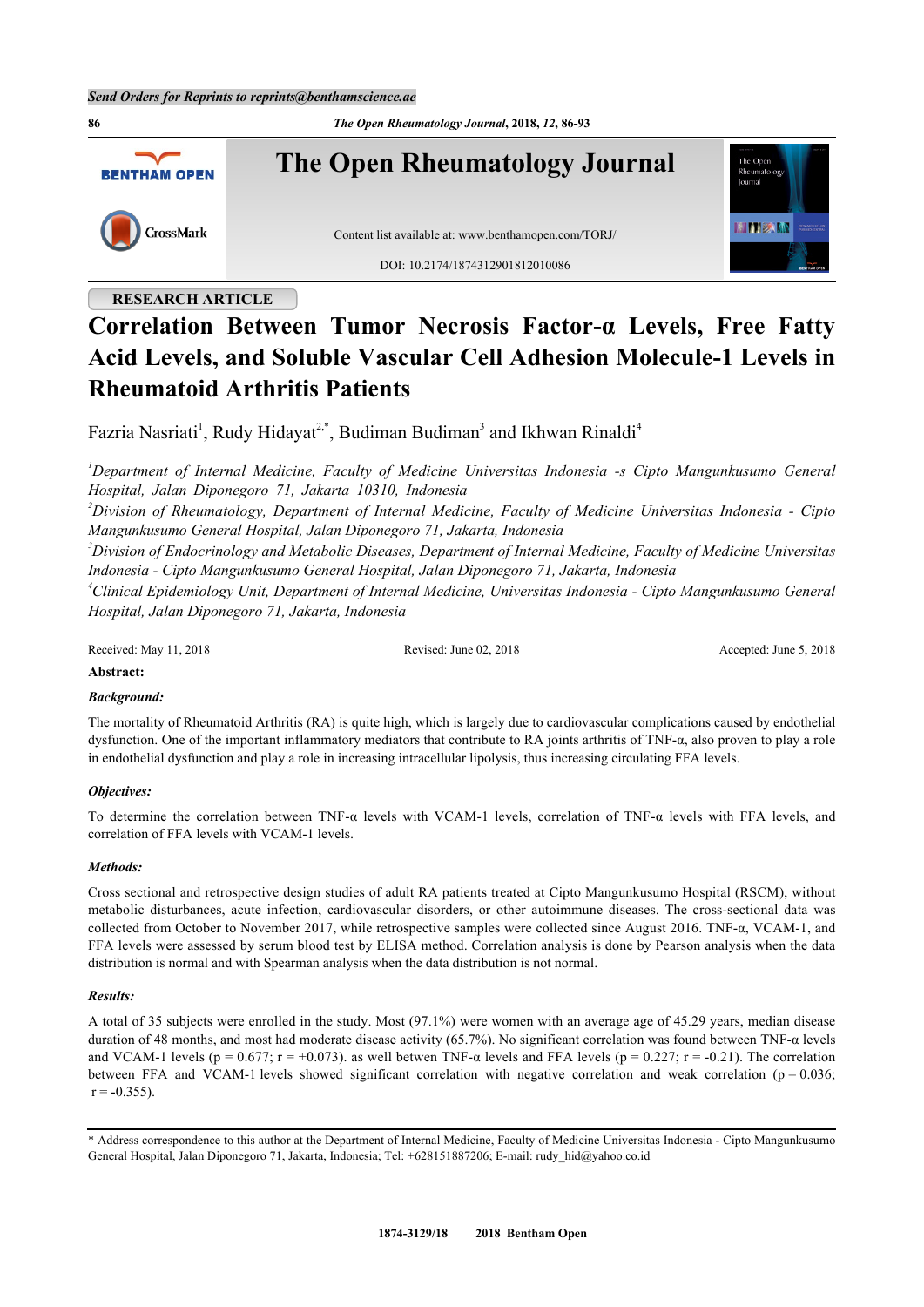Send Orders for Reprints to reprints@benthamscience.ae

RESEARCH ARTICLE

# Correlation Between Tumor Necrosis Factor-α Levels, Free Fatty Acid Levels, and Soluble Vascular Cell Adhesion Molecule-1 Levels in Rheumatoid Arthritis Patients

Fazria Nasriati[1], Rudy Hidayat[2,*], Budiman Budiman[3] and Ikhwan Rinaldi[4]

*[1]Department of Internal Medicine, Faculty of Medicine Universitas Indonesia -s Cipto Mangunkusumo General Hospital, Jalan Diponegoro 71, Jakarta 10310, Indonesia*

*[2]Division of Rheumatology, Department of Internal Medicine, Faculty of Medicine Universitas Indonesia - Cipto Mangunkusumo General Hospital, Jalan Diponegoro 71, Jakarta, Indonesia*

*[3]Division of Endocrinology and Metabolic Diseases, Department of Internal Medicine, Faculty of Medicine Universitas Indonesia - Cipto Mangunkusumo General Hospital, Jalan Diponegoro 71, Jakarta, Indonesia*

*[4]Clinical Epidemiology Unit, Department of Internal Medicine, Universitas Indonesia - Cipto Mangunkusumo General Hospital, Jalan Diponegoro 71, Jakarta, Indonesia*

Received: May 11, 2018 Revised: June 02, 2018 Accepted: June 5, 2018

**Abstract:**

***Background:***

The mortality of Rheumatoid Arthritis (RA) is quite high, which is largely due to cardiovascular complications caused by endothelial dysfunction. One of the important inflammatory mediators that contribute to RA joints arthritis of TNF-α, also proven to play a role in endothelial dysfunction and play a role in increasing intracellular lipolysis, thus increasing circulating FFA levels.

***Objectives:***

To determine the correlation between TNF-α levels with VCAM-1 levels, correlation of TNF-α levels with FFA levels, and correlation of FFA levels with VCAM-1 levels.

***Methods:***

Cross sectional and retrospective design studies of adult RA patients treated at Cipto Mangunkusumo Hospital (RSCM), without metabolic disturbances, acute infection, cardiovascular disorders, or other autoimmune diseases. The cross-sectional data was collected from October to November 2017, while retrospective samples were collected since August 2016. TNF-α, VCAM-1, and FFA levels were assessed by serum blood test by ELISA method. Correlation analysis is done by Pearson analysis when the data distribution is normal and with Spearman analysis when the data distribution is not normal.

***Results:***

A total of 35 subjects were enrolled in the study. Most (97.1%) were women with an average age of 45.29 years, median disease duration of 48 months, and most had moderate disease activity (65.7%). No significant correlation was found between TNF-α levels and VCAM-1 levels ($p = 0.677$; $r = +0.073$). as well betwen TNF-α levels and FFA levels ($p = 0.227$; $r = -0.21$). The correlation between FFA and VCAM-1 levels showed significant correlation with negative correlation and weak correlation ($p = 0.036$; $r = -0.355$).

* Address correspondence to this author at the Department of Internal Medicine, Faculty of Medicine Universitas Indonesia - Cipto Mangunkusumo General Hospital, Jalan Diponegoro 71, Jakarta, Indonesia; Tel: +628151887206; E-mail: rudy_hid@yahoo.co.id

1874-3129/18 2018 Bentham Open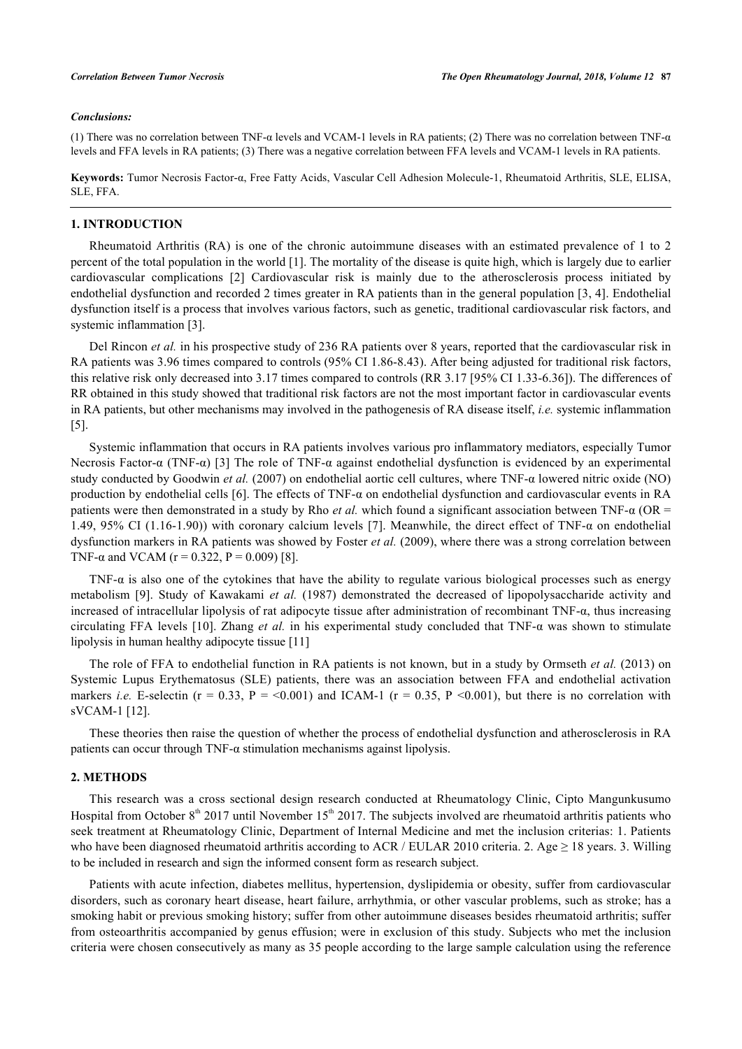*Conclusions:*

(1) There was no correlation between TNF-α levels and VCAM-1 levels in RA patients; (2) There was no correlation between TNF-α levels and FFA levels in RA patients; (3) There was a negative correlation between FFA levels and VCAM-1 levels in RA patients.

**Keywords:** Tumor Necrosis Factor-α, Free Fatty Acids, Vascular Cell Adhesion Molecule-1, Rheumatoid Arthritis, SLE, ELISA, SLE, FFA.

## 1. INTRODUCTION

Rheumatoid Arthritis (RA) is one of the chronic autoimmune diseases with an estimated prevalence of 1 to 2 percent of the total population in the world [1]. The mortality of the disease is quite high, which is largely due to earlier cardiovascular complications [2] Cardiovascular risk is mainly due to the atherosclerosis process initiated by endothelial dysfunction and recorded 2 times greater in RA patients than in the general population [3, 4]. Endothelial dysfunction itself is a process that involves various factors, such as genetic, traditional cardiovascular risk factors, and systemic inflammation [3].

Del Rincon *et al.* in his prospective study of 236 RA patients over 8 years, reported that the cardiovascular risk in RA patients was 3.96 times compared to controls (95% CI 1.86-8.43). After being adjusted for traditional risk factors, this relative risk only decreased into 3.17 times compared to controls (RR 3.17 [95% CI 1.33-6.36]). The differences of RR obtained in this study showed that traditional risk factors are not the most important factor in cardiovascular events in RA patients, but other mechanisms may involved in the pathogenesis of RA disease itself, *i.e.* systemic inflammation [5].

Systemic inflammation that occurs in RA patients involves various pro inflammatory mediators, especially Tumor Necrosis Factor-α (TNF-α) [3] The role of TNF-α against endothelial dysfunction is evidenced by an experimental study conducted by Goodwin *et al.* (2007) on endothelial aortic cell cultures, where TNF-α lowered nitric oxide (NO) production by endothelial cells [6]. The effects of TNF-α on endothelial dysfunction and cardiovascular events in RA patients were then demonstrated in a study by Rho *et al.* which found a significant association between TNF-α (OR = 1.49, 95% CI (1.16-1.90)) with coronary calcium levels [7]. Meanwhile, the direct effect of TNF-α on endothelial dysfunction markers in RA patients was showed by Foster *et al.* (2009), where there was a strong correlation between TNF-α and VCAM ($r = 0.322$, $P = 0.009$) [8].

TNF-α is also one of the cytokines that have the ability to regulate various biological processes such as energy metabolism [9]. Study of Kawakami *et al.* (1987) demonstrated the decreased of lipopolysaccharide activity and increased of intracellular lipolysis of rat adipocyte tissue after administration of recombinant TNF-α, thus increasing circulating FFA levels [10]. Zhang *et al.* in his experimental study concluded that TNF-α was shown to stimulate lipolysis in human healthy adipocyte tissue [11]

The role of FFA to endothelial function in RA patients is not known, but in a study by Ormseth *et al.* (2013) on Systemic Lupus Erythematosus (SLE) patients, there was an association between FFA and endothelial activation markers *i.e.* E-selectin ($r = 0.33$, $P = <0.001$) and ICAM-1 ($r = 0.35$, $P < 0.001$), but there is no correlation with sVCAM-1 [12].

These theories then raise the question of whether the process of endothelial dysfunction and atherosclerosis in RA patients can occur through TNF-α stimulation mechanisms against lipolysis.

## 2. METHODS

This research was a cross sectional design research conducted at Rheumatology Clinic, Cipto Mangunkusumo Hospital from October 8th 2017 until November 15th 2017. The subjects involved are rheumatoid arthritis patients who seek treatment at Rheumatology Clinic, Department of Internal Medicine and met the inclusion criterias: 1. Patients who have been diagnosed rheumatoid arthritis according to ACR / EULAR 2010 criteria. 2. Age ≥ 18 years. 3. Willing to be included in research and sign the informed consent form as research subject.

Patients with acute infection, diabetes mellitus, hypertension, dyslipidemia or obesity, suffer from cardiovascular disorders, such as coronary heart disease, heart failure, arrhythmia, or other vascular problems, such as stroke; has a smoking habit or previous smoking history; suffer from other autoimmune diseases besides rheumatoid arthritis; suffer from osteoarthritis accompanied by genus effusion; were in exclusion of this study. Subjects who met the inclusion criteria were chosen consecutively as many as 35 people according to the large sample calculation using the reference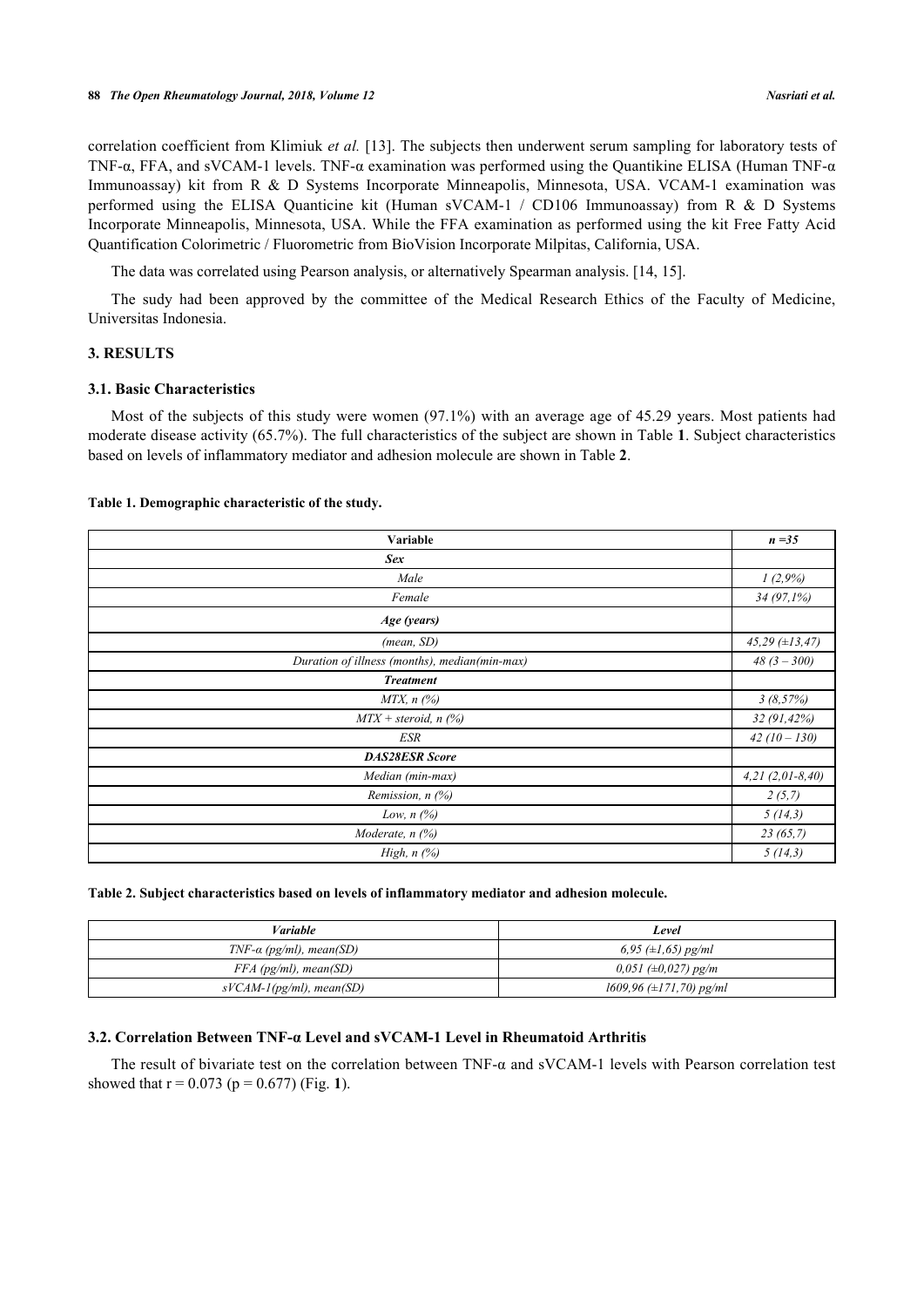correlation coefficient from Klimiuk *et al.* [13]. The subjects then underwent serum sampling for laboratory tests of TNF-α, FFA, and sVCAM-1 levels. TNF-α examination was performed using the Quantikine ELISA (Human TNF-α Immunoassay) kit from R & D Systems Incorporate Minneapolis, Minnesota, USA. VCAM-1 examination was performed using the ELISA Quanticine kit (Human sVCAM-1 / CD106 Immunoassay) from R & D Systems Incorporate Minneapolis, Minnesota, USA. While the FFA examination as performed using the kit Free Fatty Acid Quantification Colorimetric / Fluorometric from BioVision Incorporate Milpitas, California, USA.

The data was correlated using Pearson analysis, or alternatively Spearman analysis. [14, 15].

The sudy had been approved by the committee of the Medical Research Ethics of the Faculty of Medicine, Universitas Indonesia.

## 3. RESULTS

### 3.1. Basic Characteristics

Most of the subjects of this study were women (97.1%) with an average age of 45.29 years. Most patients had moderate disease activity (65.7%). The full characteristics of the subject are shown in Table **1**. Subject characteristics based on levels of inflammatory mediator and adhesion molecule are shown in Table **2**.

**Table 1. Demographic characteristic of the study.**

| Variable | *n =35* |
|---|---|
| ***Sex*** | |
| *Male* | *1 (2,9%)* |
| *Female* | *34 (97,1%)* |
| ***Age (years)*** | |
| *(mean, SD)* | *45,29 (±13,47)* |
| *Duration of illness (months), median(min-max)* | *48 (3 – 300)* |
| ***Treatment*** | |
| *MTX, n (%)* | *3 (8,57%)* |
| *MTX + steroid, n (%)* | *32 (91,42%)* |
| *ESR* | *42 (10 – 130)* |
| ***DAS28ESR Score*** | |
| *Median (min-max)* | *4,21 (2,01-8,40)* |
| *Remission, n (%)* | *2 (5,7)* |
| *Low, n (%)* | *5 (14,3)* |
| *Moderate, n (%)* | *23 (65,7)* |
| *High, n (%)* | *5 (14,3)* |

**Table 2. Subject characteristics based on levels of inflammatory mediator and adhesion molecule.**

| *Variable* | *Level* |
|---|---|
| *TNF-α (pg/ml), mean(SD)* | *6,95 (±1,65) pg/ml* |
| *FFA (pg/ml), mean(SD)* | *0,051 (±0,027) pg/m* |
| *sVCAM-1(pg/ml), mean(SD)* | *l609,96 (±171,70) pg/ml* |

### 3.2. Correlation Between TNF-α Level and sVCAM-1 Level in Rheumatoid Arthritis

The result of bivariate test on the correlation between TNF-α and sVCAM-1 levels with Pearson correlation test showed that $r = 0.073$ ($p = 0.677$) (Fig. **1**).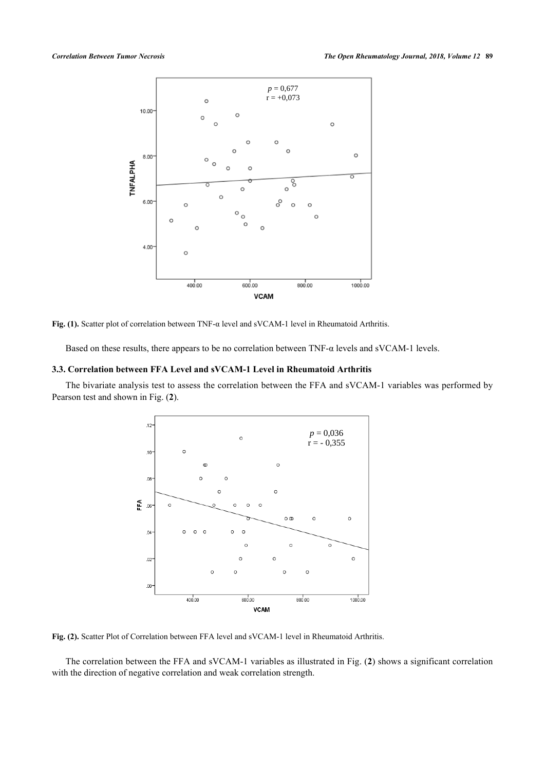Fig. (1). Scatter plot of correlation between TNF-α level and sVCAM-1 level in Rheumatoid Arthritis.

Based on these results, there appears to be no correlation between TNF-α levels and sVCAM-1 levels.

### 3.3. Correlation between FFA Level and sVCAM-1 Level in Rheumatoid Arthritis

The bivariate analysis test to assess the correlation between the FFA and sVCAM-1 variables was performed by Pearson test and shown in Fig. (**2**).

Fig. (2). Scatter Plot of Correlation between FFA level and sVCAM-1 level in Rheumatoid Arthritis.

The correlation between the FFA and sVCAM-1 variables as illustrated in Fig. (**2**) shows a significant correlation with the direction of negative correlation and weak correlation strength.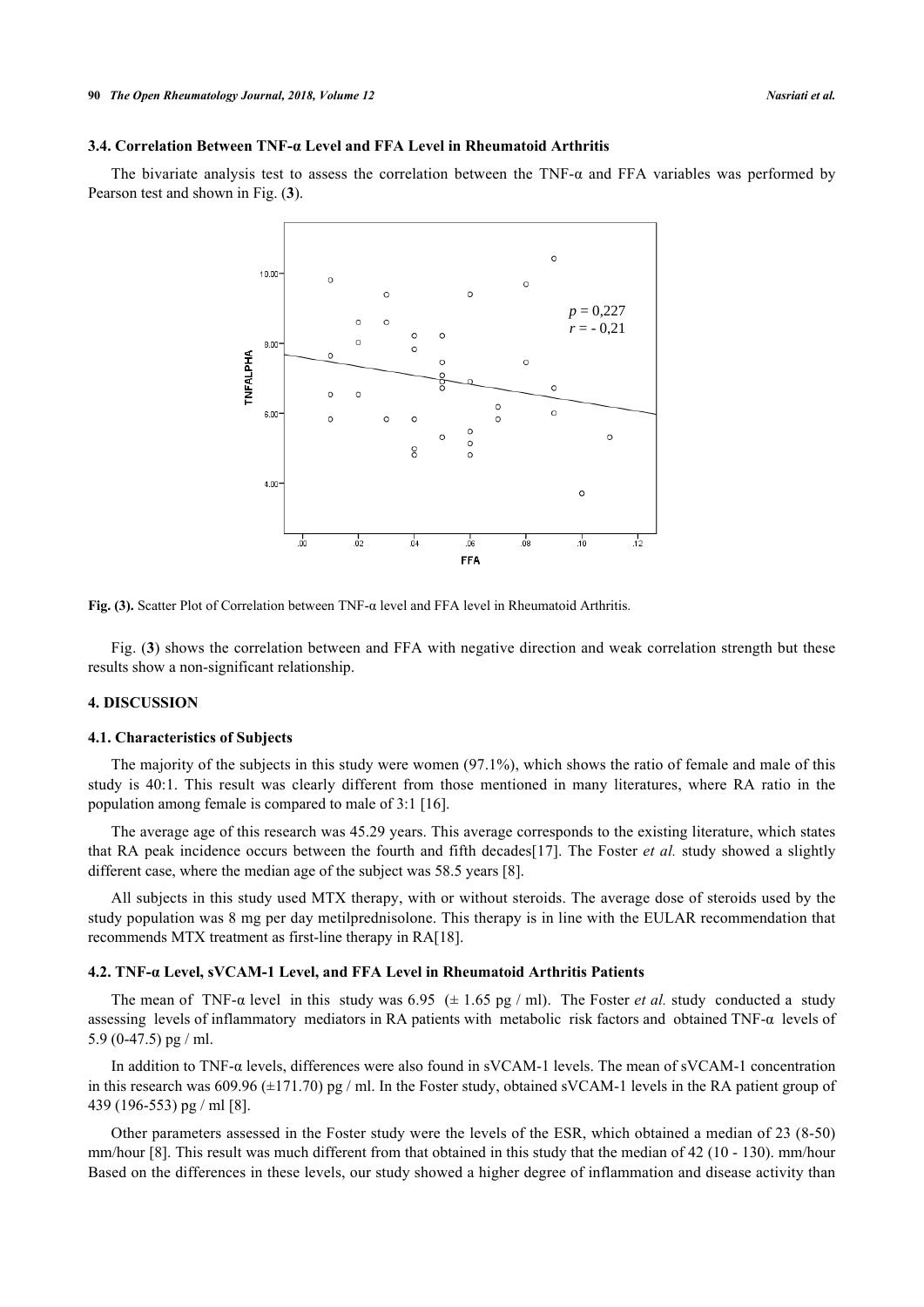### 3.4. Correlation Between TNF-α Level and FFA Level in Rheumatoid Arthritis

The bivariate analysis test to assess the correlation between the TNF-α and FFA variables was performed by Pearson test and shown in Fig. (**3**).

**Fig. (3).** Scatter Plot of Correlation between TNF-α level and FFA level in Rheumatoid Arthritis.

Fig. (**3**) shows the correlation between and FFA with negative direction and weak correlation strength but these results show a non-significant relationship.

## 4. DISCUSSION

### 4.1. Characteristics of Subjects

The majority of the subjects in this study were women (97.1%), which shows the ratio of female and male of this study is 40:1. This result was clearly different from those mentioned in many literatures, where RA ratio in the population among female is compared to male of 3:1 [16].

The average age of this research was 45.29 years. This average corresponds to the existing literature, which states that RA peak incidence occurs between the fourth and fifth decades[17]. The Foster *et al.* study showed a slightly different case, where the median age of the subject was 58.5 years [8].

All subjects in this study used MTX therapy, with or without steroids. The average dose of steroids used by the study population was 8 mg per day metilprednisolone. This therapy is in line with the EULAR recommendation that recommends MTX treatment as first-line therapy in RA[18].

### 4.2. TNF-α Level, sVCAM-1 Level, and FFA Level in Rheumatoid Arthritis Patients

The mean of TNF-α level in this study was 6.95 (± 1.65 pg / ml). The Foster *et al.* study conducted a study assessing levels of inflammatory mediators in RA patients with metabolic risk factors and obtained TNF-α levels of 5.9 (0-47.5) pg / ml.

In addition to TNF-α levels, differences were also found in sVCAM-1 levels. The mean of sVCAM-1 concentration in this research was 609.96 (±171.70) pg / ml. In the Foster study, obtained sVCAM-1 levels in the RA patient group of 439 (196-553) pg / ml [8].

Other parameters assessed in the Foster study were the levels of the ESR, which obtained a median of 23 (8-50) mm/hour [8]. This result was much different from that obtained in this study that the median of 42 (10 - 130). mm/hour Based on the differences in these levels, our study showed a higher degree of inflammation and disease activity than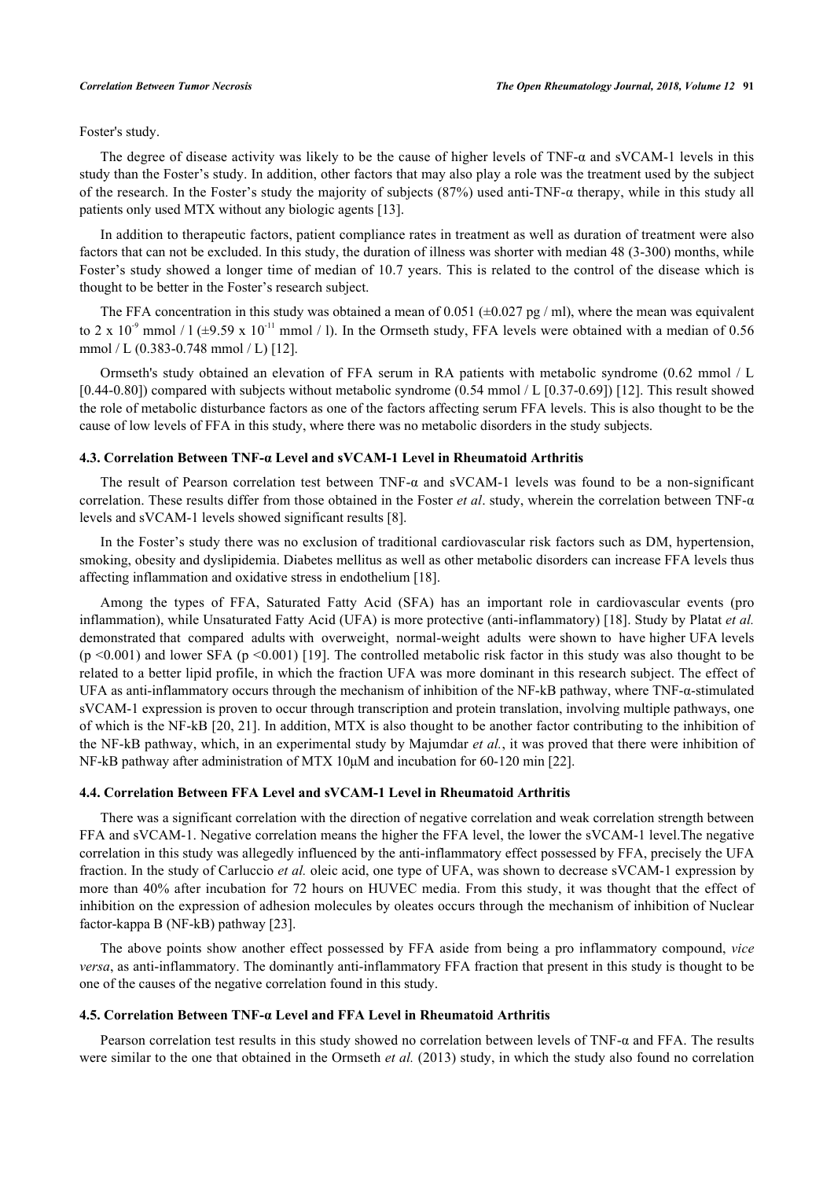Foster's study.

The degree of disease activity was likely to be the cause of higher levels of TNF-α and sVCAM-1 levels in this study than the Foster's study. In addition, other factors that may also play a role was the treatment used by the subject of the research. In the Foster's study the majority of subjects (87%) used anti-TNF-α therapy, while in this study all patients only used MTX without any biologic agents [13].

In addition to therapeutic factors, patient compliance rates in treatment as well as duration of treatment were also factors that can not be excluded. In this study, the duration of illness was shorter with median 48 (3-300) months, while Foster's study showed a longer time of median of 10.7 years. This is related to the control of the disease which is thought to be better in the Foster's research subject.

The FFA concentration in this study was obtained a mean of 0.051 (±0.027 pg / ml), where the mean was equivalent to $2 \times 10^{-9}$ mmol / l (±$9.59 \times 10^{-11}$ mmol / l). In the Ormseth study, FFA levels were obtained with a median of 0.56 mmol / L (0.383-0.748 mmol / L) [12].

Ormseth's study obtained an elevation of FFA serum in RA patients with metabolic syndrome (0.62 mmol / L [0.44-0.80]) compared with subjects without metabolic syndrome (0.54 mmol / L [0.37-0.69]) [12]. This result showed the role of metabolic disturbance factors as one of the factors affecting serum FFA levels. This is also thought to be the cause of low levels of FFA in this study, where there was no metabolic disorders in the study subjects.

### 4.3. Correlation Between TNF-α Level and sVCAM-1 Level in Rheumatoid Arthritis

The result of Pearson correlation test between TNF-α and sVCAM-1 levels was found to be a non-significant correlation. These results differ from those obtained in the Foster *et al*. study, wherein the correlation between TNF-α levels and sVCAM-1 levels showed significant results [8].

In the Foster's study there was no exclusion of traditional cardiovascular risk factors such as DM, hypertension, smoking, obesity and dyslipidemia. Diabetes mellitus as well as other metabolic disorders can increase FFA levels thus affecting inflammation and oxidative stress in endothelium [18].

Among the types of FFA, Saturated Fatty Acid (SFA) has an important role in cardiovascular events (pro inflammation), while Unsaturated Fatty Acid (UFA) is more protective (anti-inflammatory) [18]. Study by Platat *et al.* demonstrated that compared adults with overweight, normal-weight adults were shown to have higher UFA levels ($p < 0.001$) and lower SFA ($p < 0.001$) [19]. The controlled metabolic risk factor in this study was also thought to be related to a better lipid profile, in which the fraction UFA was more dominant in this research subject. The effect of UFA as anti-inflammatory occurs through the mechanism of inhibition of the NF-kB pathway, where TNF-α-stimulated sVCAM-1 expression is proven to occur through transcription and protein translation, involving multiple pathways, one of which is the NF-kB [20, 21]. In addition, MTX is also thought to be another factor contributing to the inhibition of the NF-kB pathway, which, in an experimental study by Majumdar *et al.*, it was proved that there were inhibition of NF-kB pathway after administration of MTX 10μM and incubation for 60-120 min [22].

### 4.4. Correlation Between FFA Level and sVCAM-1 Level in Rheumatoid Arthritis

There was a significant correlation with the direction of negative correlation and weak correlation strength between FFA and sVCAM-1. Negative correlation means the higher the FFA level, the lower the sVCAM-1 level.The negative correlation in this study was allegedly influenced by the anti-inflammatory effect possessed by FFA, precisely the UFA fraction. In the study of Carluccio *et al.* oleic acid, one type of UFA, was shown to decrease sVCAM-1 expression by more than 40% after incubation for 72 hours on HUVEC media. From this study, it was thought that the effect of inhibition on the expression of adhesion molecules by oleates occurs through the mechanism of inhibition of Nuclear factor-kappa B (NF-kB) pathway [23].

The above points show another effect possessed by FFA aside from being a pro inflammatory compound, *vice versa*, as anti-inflammatory. The dominantly anti-inflammatory FFA fraction that present in this study is thought to be one of the causes of the negative correlation found in this study.

### 4.5. Correlation Between TNF-α Level and FFA Level in Rheumatoid Arthritis

Pearson correlation test results in this study showed no correlation between levels of TNF-α and FFA. The results were similar to the one that obtained in the Ormseth *et al.* (2013) study, in which the study also found no correlation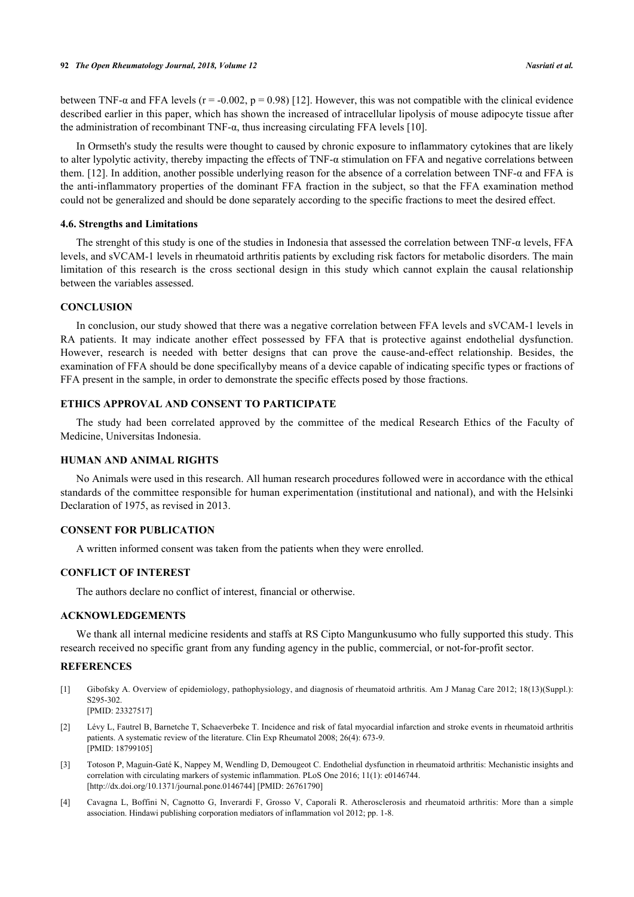between TNF-α and FFA levels (r = -0.002, p = 0.98) [12]. However, this was not compatible with the clinical evidence described earlier in this paper, which has shown the increased of intracellular lipolysis of mouse adipocyte tissue after the administration of recombinant TNF-α, thus increasing circulating FFA levels [10].

In Ormseth's study the results were thought to caused by chronic exposure to inflammatory cytokines that are likely to alter lypolytic activity, thereby impacting the effects of TNF-α stimulation on FFA and negative correlations between them. [12]. In addition, another possible underlying reason for the absence of a correlation between TNF-α and FFA is the anti-inflammatory properties of the dominant FFA fraction in the subject, so that the FFA examination method could not be generalized and should be done separately according to the specific fractions to meet the desired effect.

### 4.6. Strengths and Limitations

The strenght of this study is one of the studies in Indonesia that assessed the correlation between TNF-α levels, FFA levels, and sVCAM-1 levels in rheumatoid arthritis patients by excluding risk factors for metabolic disorders. The main limitation of this research is the cross sectional design in this study which cannot explain the causal relationship between the variables assessed.

## CONCLUSION

In conclusion, our study showed that there was a negative correlation between FFA levels and sVCAM-1 levels in RA patients. It may indicate another effect possessed by FFA that is protective against endothelial dysfunction. However, research is needed with better designs that can prove the cause-and-effect relationship. Besides, the examination of FFA should be done specificallyby means of a device capable of indicating specific types or fractions of FFA present in the sample, in order to demonstrate the specific effects posed by those fractions.

## ETHICS APPROVAL AND CONSENT TO PARTICIPATE

The study had been correlated approved by the committee of the medical Research Ethics of the Faculty of Medicine, Universitas Indonesia.

## HUMAN AND ANIMAL RIGHTS

No Animals were used in this research. All human research procedures followed were in accordance with the ethical standards of the committee responsible for human experimentation (institutional and national), and with the Helsinki Declaration of 1975, as revised in 2013.

## CONSENT FOR PUBLICATION

A written informed consent was taken from the patients when they were enrolled.

## CONFLICT OF INTEREST

The authors declare no conflict of interest, financial or otherwise.

## ACKNOWLEDGEMENTS

We thank all internal medicine residents and staffs at RS Cipto Mangunkusumo who fully supported this study. This research received no specific grant from any funding agency in the public, commercial, or not-for-profit sector.

## REFERENCES

[1] Gibofsky A. Overview of epidemiology, pathophysiology, and diagnosis of rheumatoid arthritis. Am J Manag Care 2012; 18(13)(Suppl.): S295-302.
[PMID: 23327517]

[2] Lévy L, Fautrel B, Barnetche T, Schaeverbeke T. Incidence and risk of fatal myocardial infarction and stroke events in rheumatoid arthritis patients. A systematic review of the literature. Clin Exp Rheumatol 2008; 26(4): 673-9.
[PMID: 18799105]

[3] Totoson P, Maguin-Gaté K, Nappey M, Wendling D, Demougeot C. Endothelial dysfunction in rheumatoid arthritis: Mechanistic insights and correlation with circulating markers of systemic inflammation. PLoS One 2016; 11(1): e0146744.
[http://dx.doi.org/10.1371/journal.pone.0146744] [PMID: 26761790]

[4] Cavagna L, Boffini N, Cagnotto G, Inverardi F, Grosso V, Caporali R. Atherosclerosis and rheumatoid arthritis: More than a simple association. Hindawi publishing corporation mediators of inflammation vol 2012; pp. 1-8.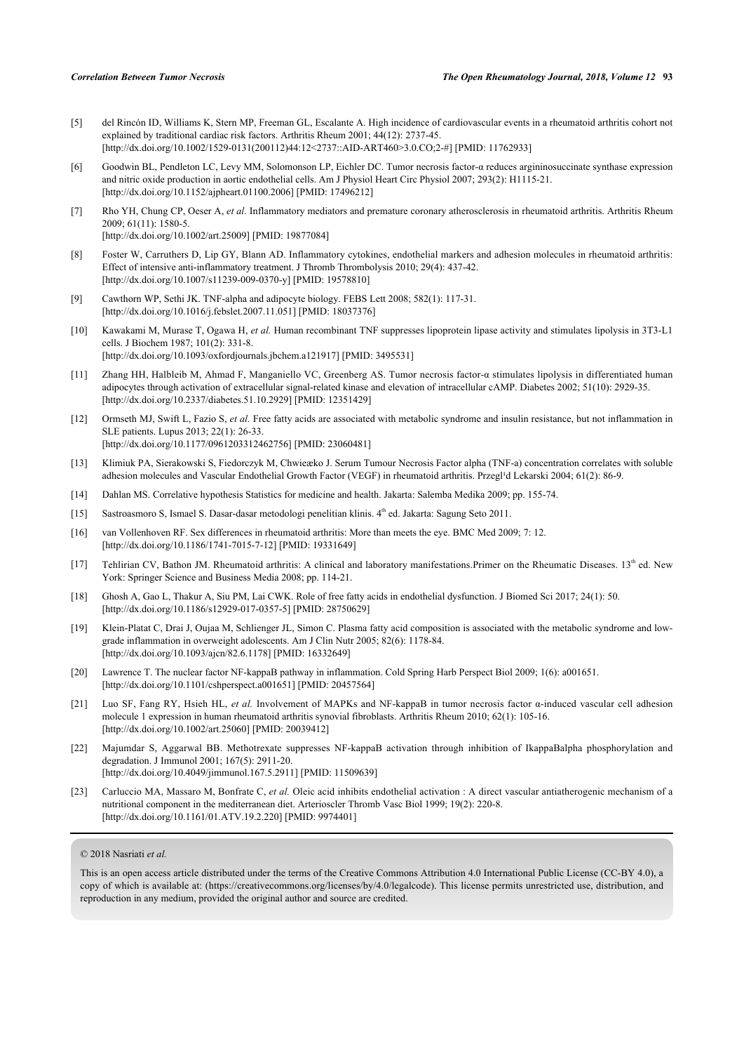[5] del Rincón ID, Williams K, Stern MP, Freeman GL, Escalante A. High incidence of cardiovascular events in a rheumatoid arthritis cohort not explained by traditional cardiac risk factors. Arthritis Rheum 2001; 44(12): 2737-45. [http://dx.doi.org/10.1002/1529-0131(200112)44:12<2737::AID-ART460>3.0.CO;2-#] [PMID: 11762933]

[6] Goodwin BL, Pendleton LC, Levy MM, Solomonson LP, Eichler DC. Tumor necrosis factor-α reduces argininosuccinate synthase expression and nitric oxide production in aortic endothelial cells. Am J Physiol Heart Circ Physiol 2007; 293(2): H1115-21. [http://dx.doi.org/10.1152/ajpheart.01100.2006] [PMID: 17496212]

[7] Rho YH, Chung CP, Oeser A, *et al.* Inflammatory mediators and premature coronary atherosclerosis in rheumatoid arthritis. Arthritis Rheum 2009; 61(11): 1580-5. [http://dx.doi.org/10.1002/art.25009] [PMID: 19877084]

[8] Foster W, Carruthers D, Lip GY, Blann AD. Inflammatory cytokines, endothelial markers and adhesion molecules in rheumatoid arthritis: Effect of intensive anti-inflammatory treatment. J Thromb Thrombolysis 2010; 29(4): 437-42. [http://dx.doi.org/10.1007/s11239-009-0370-y] [PMID: 19578810]

[9] Cawthorn WP, Sethi JK. TNF-alpha and adipocyte biology. FEBS Lett 2008; 582(1): 117-31. [http://dx.doi.org/10.1016/j.febslet.2007.11.051] [PMID: 18037376]

[10] Kawakami M, Murase T, Ogawa H, *et al.* Human recombinant TNF suppresses lipoprotein lipase activity and stimulates lipolysis in 3T3-L1 cells. J Biochem 1987; 101(2): 331-8. [http://dx.doi.org/10.1093/oxfordjournals.jbchem.a121917] [PMID: 3495531]

[11] Zhang HH, Halbleib M, Ahmad F, Manganiello VC, Greenberg AS. Tumor necrosis factor-α stimulates lipolysis in differentiated human adipocytes through activation of extracellular signal-related kinase and elevation of intracellular cAMP. Diabetes 2002; 51(10): 2929-35. [http://dx.doi.org/10.2337/diabetes.51.10.2929] [PMID: 12351429]

[12] Ormseth MJ, Swift L, Fazio S, *et al.* Free fatty acids are associated with metabolic syndrome and insulin resistance, but not inflammation in SLE patients. Lupus 2013; 22(1): 26-33. [http://dx.doi.org/10.1177/0961203312462756] [PMID: 23060481]

[13] Klimiuk PA, Sierakowski S, Fiedorczyk M, Chwieæko J. Serum Tumour Necrosis Factor alpha (TNF-a) concentration correlates with soluble adhesion molecules and Vascular Endothelial Growth Factor (VEGF) in rheumatoid arthritis. Przegl¹d Lekarski 2004; 61(2): 86-9.

[14] Dahlan MS. Correlative hypothesis Statistics for medicine and health. Jakarta: Salemba Medika 2009; pp. 155-74.

[15] Sastroasmoro S, Ismael S. Dasar-dasar metodologi penelitian klinis. 4th ed. Jakarta: Sagung Seto 2011.

[16] van Vollenhoven RF. Sex differences in rheumatoid arthritis: More than meets the eye. BMC Med 2009; 7: 12. [http://dx.doi.org/10.1186/1741-7015-7-12] [PMID: 19331649]

[17] Tehlirian CV, Bathon JM. Rheumatoid arthritis: A clinical and laboratory manifestations.Primer on the Rheumatic Diseases. 13th ed. New York: Springer Science and Business Media 2008; pp. 114-21.

[18] Ghosh A, Gao L, Thakur A, Siu PM, Lai CWK. Role of free fatty acids in endothelial dysfunction. J Biomed Sci 2017; 24(1): 50. [http://dx.doi.org/10.1186/s12929-017-0357-5] [PMID: 28750629]

[19] Klein-Platat C, Drai J, Oujaa M, Schlienger JL, Simon C. Plasma fatty acid composition is associated with the metabolic syndrome and low-grade inflammation in overweight adolescents. Am J Clin Nutr 2005; 82(6): 1178-84. [http://dx.doi.org/10.1093/ajcn/82.6.1178] [PMID: 16332649]

[20] Lawrence T. The nuclear factor NF-kappaB pathway in inflammation. Cold Spring Harb Perspect Biol 2009; 1(6): a001651. [http://dx.doi.org/10.1101/cshperspect.a001651] [PMID: 20457564]

[21] Luo SF, Fang RY, Hsieh HL, *et al.* Involvement of MAPKs and NF-kappaB in tumor necrosis factor α-induced vascular cell adhesion molecule 1 expression in human rheumatoid arthritis synovial fibroblasts. Arthritis Rheum 2010; 62(1): 105-16. [http://dx.doi.org/10.1002/art.25060] [PMID: 20039412]

[22] Majumdar S, Aggarwal BB. Methotrexate suppresses NF-kappaB activation through inhibition of IkappaBalpha phosphorylation and degradation. J Immunol 2001; 167(5): 2911-20. [http://dx.doi.org/10.4049/jimmunol.167.5.2911] [PMID: 11509639]

[23] Carluccio MA, Massaro M, Bonfrate C, *et al.* Oleic acid inhibits endothelial activation : A direct vascular antiatherogenic mechanism of a nutritional component in the mediterranean diet. Arterioscler Thromb Vasc Biol 1999; 19(2): 220-8. [http://dx.doi.org/10.1161/01.ATV.19.2.220] [PMID: 9974401]

© 2018 Nasriati *et al.*

This is an open access article distributed under the terms of the Creative Commons Attribution 4.0 International Public License (CC-BY 4.0), a copy of which is available at: (https://creativecommons.org/licenses/by/4.0/legalcode). This license permits unrestricted use, distribution, and reproduction in any medium, provided the original author and source are credited.